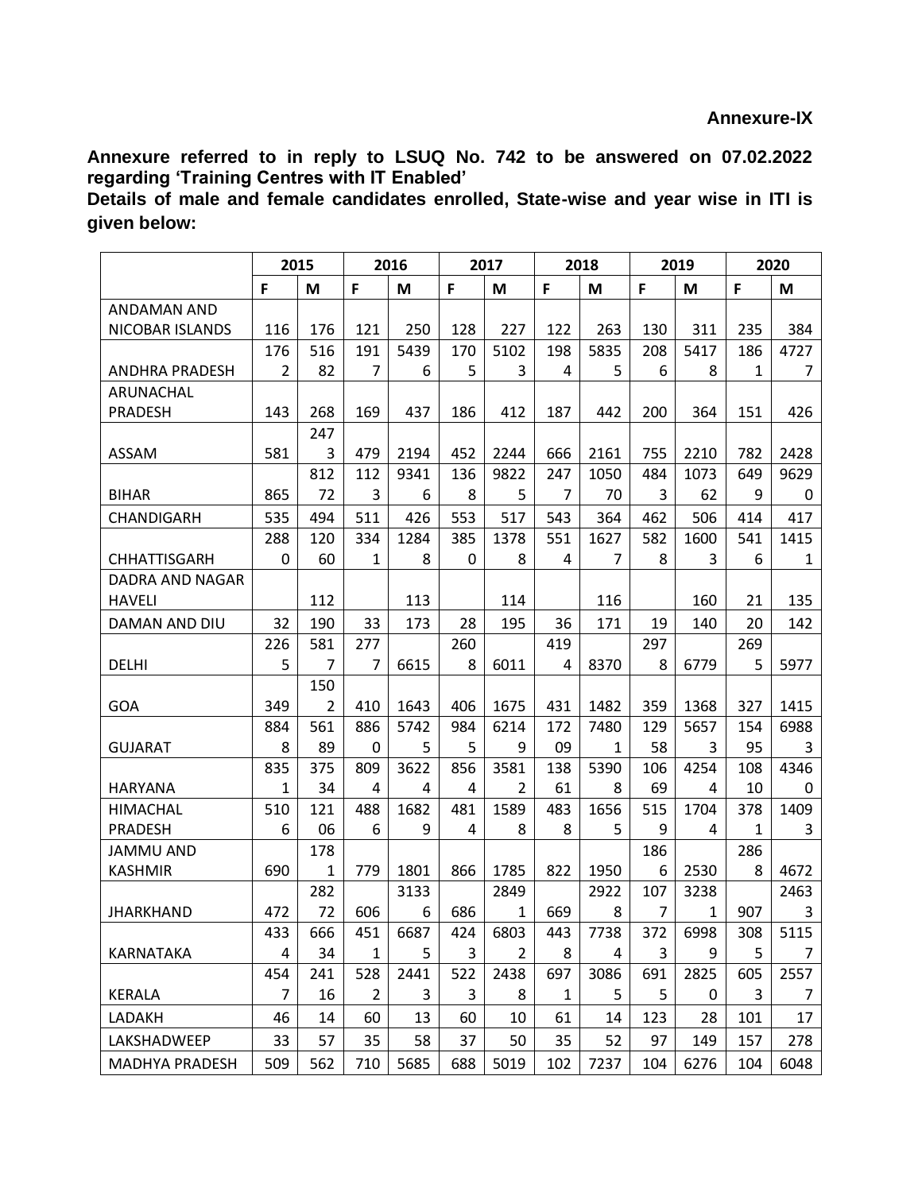**Annexure-IX**

**Annexure referred to in reply to LSUQ No. 742 to be answered on 07.02.2022 regarding 'Training Centres with IT Enabled'**

**Details of male and female candidates enrolled, State-wise and year wise in ITI is given below:**

| | 2015 | | 2016 | | 2017 | | 2018 | | 2019 | | 2020 | |
|---|---|---|---|---|---|---|---|---|---|---|---|---|
| | F | M | F | M | F | M | F | M | F | M | F | M |
| ANDAMAN AND NICOBAR ISLANDS | 116 | 176 | 121 | 250 | 128 | 227 | 122 | 263 | 130 | 311 | 235 | 384 |
| ANDHRA PRADESH | 1762 | 51682 | 1917 | 54396 | 1705 | 51023 | 1984 | 58355 | 2086 | 54178 | 1861 | 47277 |
| ARUNACHAL PRADESH | 143 | 268 | 169 | 437 | 186 | 412 | 187 | 442 | 200 | 364 | 151 | 426 |
| ASSAM | 581 | 2473 | 479 | 2194 | 452 | 2244 | 666 | 2161 | 755 | 2210 | 782 | 2428 |
| BIHAR | 865 | 81272 | 1123 | 93416 | 1368 | 98225 | 2477 | 105070 | 4843 | 107362 | 6499 | 96290 |
| CHANDIGARH | 535 | 494 | 511 | 426 | 553 | 517 | 543 | 364 | 462 | 506 | 414 | 417 |
| CHHATTISGARH | 2880 | 12060 | 3341 | 12848 | 3850 | 13788 | 5514 | 16277 | 5828 | 16003 | 5416 | 14151 |
| DADRA AND NAGAR HAVELI | | 112 | | 113 | | 114 | | 116 | | 160 | 21 | 135 |
| DAMAN AND DIU | 32 | 190 | 33 | 173 | 28 | 195 | 36 | 171 | 19 | 140 | 20 | 142 |
| DELHI | 2265 | 5817 | 2777 | 6615 | 2608 | 6011 | 4194 | 8370 | 2978 | 6779 | 2695 | 5977 |
| GOA | 349 | 1502 | 410 | 1643 | 406 | 1675 | 431 | 1482 | 359 | 1368 | 327 | 1415 |
| GUJARAT | 8848 | 56189 | 8860 | 57425 | 9845 | 62149 | 17209 | 74801 | 12958 | 56573 | 15495 | 69883 |
| HARYANA | 8351 | 37534 | 8094 | 36224 | 8564 | 35812 | 13861 | 53908 | 10669 | 42544 | 10810 | 43460 |
| HIMACHAL PRADESH | 5106 | 12106 | 4886 | 16829 | 4814 | 15898 | 4838 | 16565 | 5159 | 17044 | 3781 | 14093 |
| JAMMU AND KASHMIR | 690 | 1781 | 779 | 1801 | 866 | 1785 | 822 | 1950 | 1866 | 2530 | 2868 | 4672 |
| JHARKHAND | 472 | 28272 | 606 | 31336 | 686 | 28491 | 669 | 29228 | 1077 | 32381 | 907 | 24633 |
| KARNATAKA | 4334 | 66634 | 4511 | 66875 | 4243 | 68032 | 4438 | 77384 | 3723 | 69989 | 3085 | 51157 |
| KERALA | 4547 | 24116 | 5282 | 24413 | 5223 | 24388 | 6971 | 30865 | 6915 | 28250 | 6053 | 25577 |
| LADAKH | 46 | 14 | 60 | 13 | 60 | 10 | 61 | 14 | 123 | 28 | 101 | 17 |
| LAKSHADWEEP | 33 | 57 | 35 | 58 | 37 | 50 | 35 | 52 | 97 | 149 | 157 | 278 |
| MADHYA PRADESH | 509 | 562 | 710 | 5685 | 688 | 5019 | 102 | 7237 | 104 | 6276 | 104 | 6048 |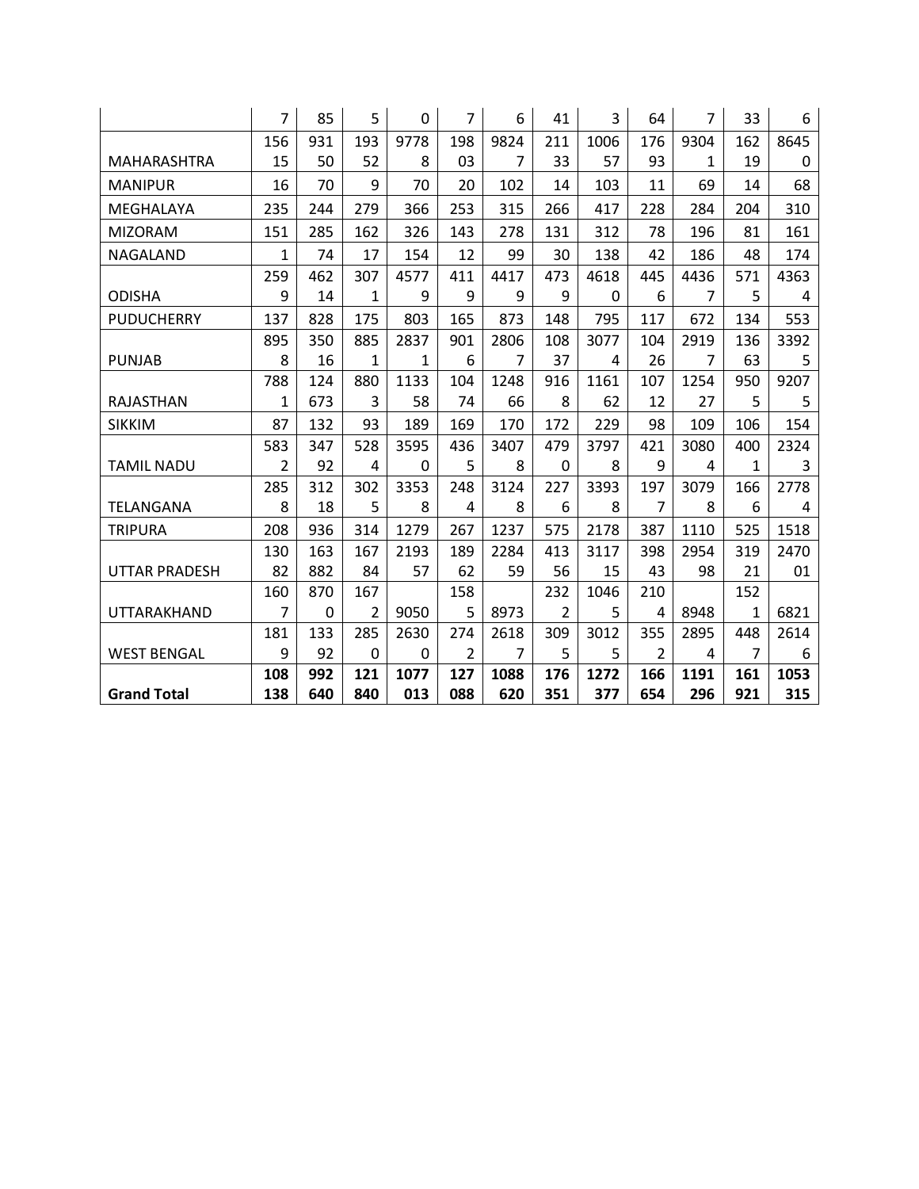| | | | | | | | | | | | | |
|---|---|---|---|---|---|---|---|---|---|---|---|---|
| | 7 | 85 | 5 | 0 | 7 | 6 | 41 | 3 | 64 | 7 | 33 | 6 |
| MAHARASHTRA | 15615 | 93150 | 19352 | 97788 | 19803 | 98247 | 21133 | 100657 | 17693 | 93041 | 16219 | 86450 |
| MANIPUR | 16 | 70 | 9 | 70 | 20 | 102 | 14 | 103 | 11 | 69 | 14 | 68 |
| MEGHALAYA | 235 | 244 | 279 | 366 | 253 | 315 | 266 | 417 | 228 | 284 | 204 | 310 |
| MIZORAM | 151 | 285 | 162 | 326 | 143 | 278 | 131 | 312 | 78 | 196 | 81 | 161 |
| NAGALAND | 1 | 74 | 17 | 154 | 12 | 99 | 30 | 138 | 42 | 186 | 48 | 174 |
| ODISHA | 2599 | 46214 | 3071 | 45779 | 4119 | 44179 | 4739 | 46180 | 4456 | 44367 | 5715 | 43634 |
| PUDUCHERRY | 137 | 828 | 175 | 803 | 165 | 873 | 148 | 795 | 117 | 672 | 134 | 553 |
| PUNJAB | 8958 | 35016 | 8851 | 28371 | 9016 | 28067 | 10837 | 30774 | 10426 | 29197 | 13663 | 33925 |
| RAJASTHAN | 7881 | 124673 | 8803 | 113358 | 10474 | 124866 | 9168 | 116162 | 10712 | 125427 | 9505 | 92075 |
| SIKKIM | 87 | 132 | 93 | 189 | 169 | 170 | 172 | 229 | 98 | 109 | 106 | 154 |
| TAMIL NADU | 5832 | 34792 | 5284 | 35950 | 4365 | 34078 | 4790 | 37978 | 4219 | 30804 | 4001 | 23243 |
| TELANGANA | 2858 | 31218 | 3025 | 33538 | 2484 | 31248 | 2276 | 33938 | 1977 | 30798 | 1666 | 27784 |
| TRIPURA | 208 | 936 | 314 | 1279 | 267 | 1237 | 575 | 2178 | 387 | 1110 | 525 | 1518 |
| UTTAR PRADESH | 13082 | 163882 | 16784 | 219357 | 18962 | 228459 | 41356 | 311715 | 39843 | 295498 | 31921 | 247001 |
| UTTARAKHAND | 1607 | 8700 | 1672 | 9050 | 1585 | 8973 | 2322 | 10465 | 2104 | 8948 | 1521 | 6821 |
| WEST BENGAL | 1819 | 13392 | 2850 | 26300 | 2742 | 26187 | 3095 | 30125 | 3552 | 28954 | 4487 | 26146 |
| **Grand Total** | **108138** | **992640** | **121840** | **1077013** | **127088** | **1088620** | **176351** | **1272377** | **166654** | **1191296** | **161921** | **1053315** |